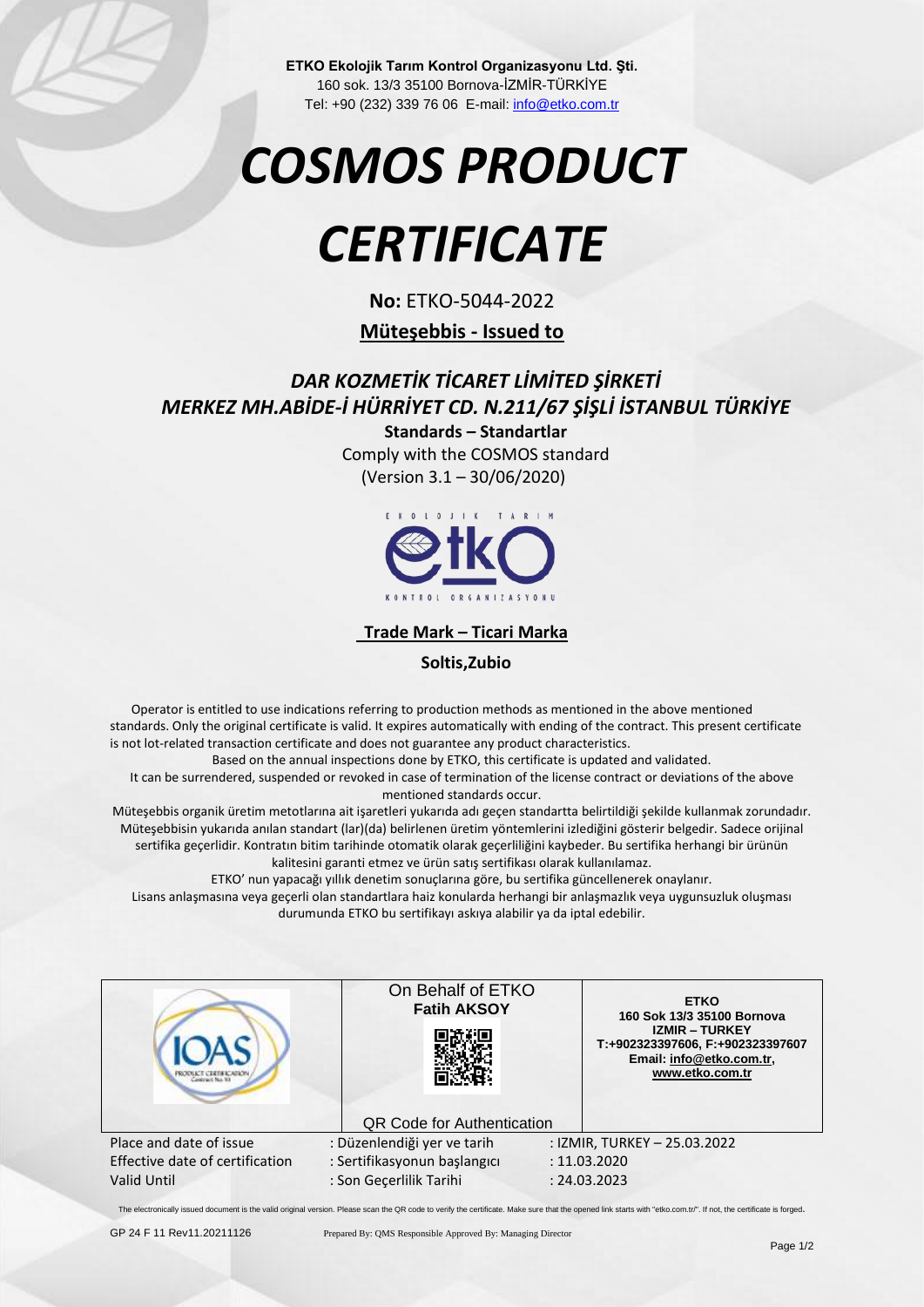**ETKO Ekolojik Tarım Kontrol Organizasyonu Ltd. Şti.**
160 sok. 13/3 35100 Bornova-İZMİR-TÜRKİYE
Tel: +90 (232) 339 76 06 E-mail: info@etko.com.tr

# *COSMOS PRODUCT CERTIFICATE*

**No:** ETKO-5044-2022

**Müteşebbis - Issued to**

## *DAR KOZMETİK TİCARET LİMİTED ŞİRKETİ*
## *MERKEZ MH.ABİDE-İ HÜRRİYET CD. N.211/67 ŞİŞLİ İSTANBUL TÜRKİYE*

**Standards – Standartlar**

Comply with the COSMOS standard
(Version 3.1 – 30/06/2020)

**Trade Mark – Ticari Marka**

**Soltis,Zubio**

Operator is entitled to use indications referring to production methods as mentioned in the above mentioned standards. Only the original certificate is valid. It expires automatically with ending of the contract. This present certificate is not lot-related transaction certificate and does not guarantee any product characteristics.
Based on the annual inspections done by ETKO, this certificate is updated and validated.
It can be surrendered, suspended or revoked in case of termination of the license contract or deviations of the above mentioned standards occur.

Müteşebbis organik üretim metotlarına ait işaretleri yukarıda adı geçen standartta belirtildiği şekilde kullanmak zorundadır. Müteşebbisin yukarıda anılan standart (lar)(da) belirlenen üretim yöntemlerini izlediğini gösterir belgedir. Sadece orijinal sertifika geçerlidir. Kontratın bitim tarihinde otomatik olarak geçerliliğini kaybeder. Bu sertifika herhangi bir ürünün kalitesini garanti etmez ve ürün satış sertifikası olarak kullanılamaz.
ETKO' nun yapacağı yıllık denetim sonuçlarına göre, bu sertifika güncellenerek onaylanır.
Lisans anlaşmasına veya geçerli olan standartlara haiz konularda herhangi bir anlaşmazlık veya uygunsuzluk oluşması durumunda ETKO bu sertifikayı askıya alabilir ya da iptal edebilir.

| IOAS PRODUCT CERTIFICATION | On Behalf of ETKO **Fatih AKSOY** QR Code for Authentication | **ETKO** **160 Sok 13/3 35100 Bornova** **IZMIR – TURKEY** **T:+902323397606, F:+902323397607** **Email: info@etko.com.tr,** **www.etko.com.tr** |
| --- | --- | --- |

| | | |
| --- | --- | --- |
| Place and date of issue | : Düzenlendiği yer ve tarih | : IZMIR, TURKEY – 25.03.2022 |
| Effective date of certification | : Sertifikasyonun başlangıcı | : 11.03.2020 |
| Valid Until | : Son Geçerlilik Tarihi | : 24.03.2023 |

The electronically issued document is the valid original version. Please scan the QR code to verify the certificate. Make sure that the opened link starts with "etko.com.tr/". If not, the certificate is forged.

GP 24 F 11 Rev11.20211126 Prepared By: QMS Responsible Approved By: Managing Director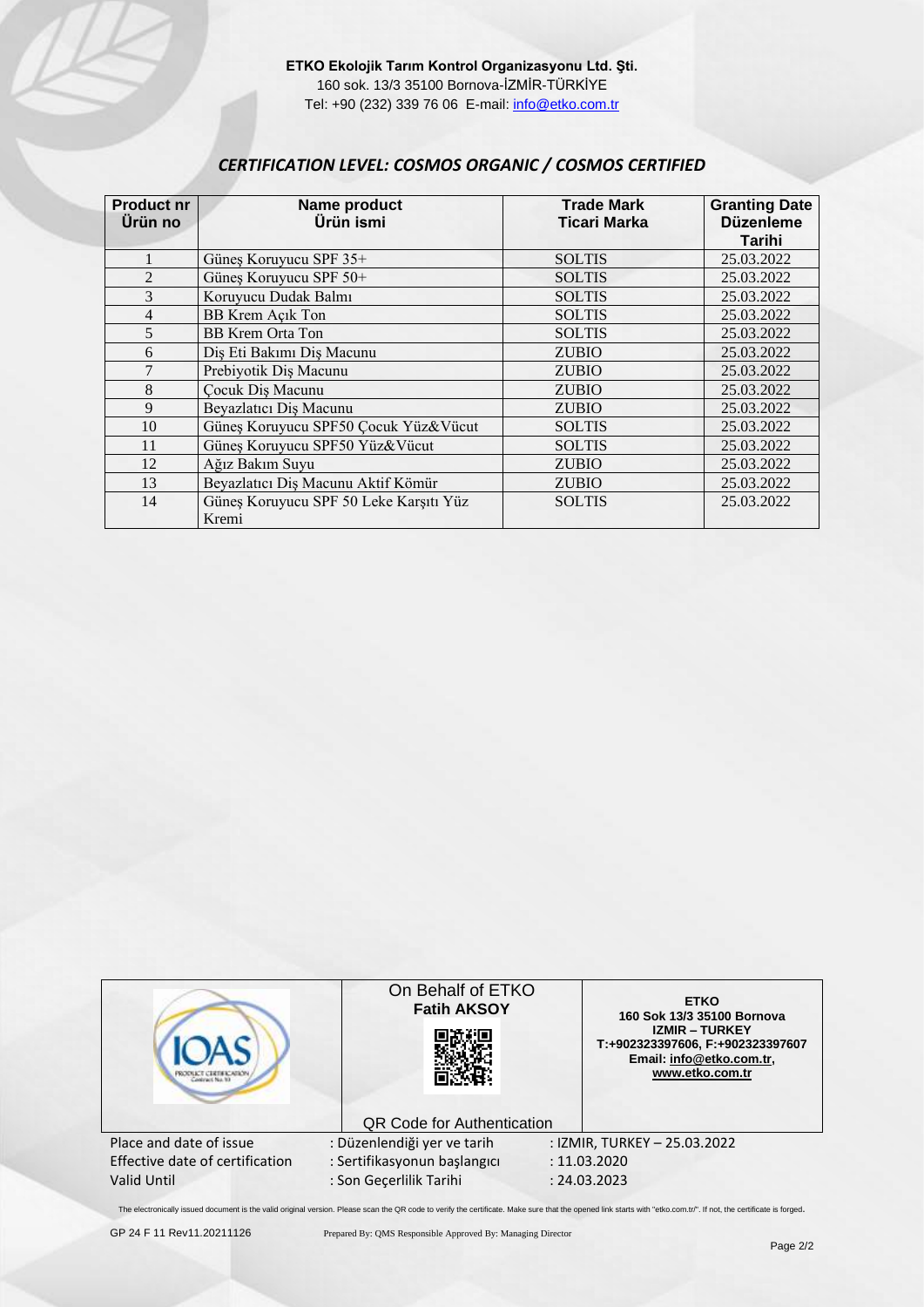**ETKO Ekolojik Tarım Kontrol Organizasyonu Ltd. Şti.**
160 sok. 13/3 35100 Bornova-İZMİR-TÜRKİYE
Tel: +90 (232) 339 76 06 E-mail: info@etko.com.tr

## *CERTIFICATION LEVEL: COSMOS ORGANIC / COSMOS CERTIFIED*

| Product nr<br>Ürün no | Name product<br>Ürün ismi | Trade Mark<br>Ticari Marka | Granting Date<br>Düzenleme Tarihi |
|---|---|---|---|
| 1 | Güneş Koruyucu SPF 35+ | SOLTIS | 25.03.2022 |
| 2 | Güneş Koruyucu SPF 50+ | SOLTIS | 25.03.2022 |
| 3 | Koruyucu Dudak Balmı | SOLTIS | 25.03.2022 |
| 4 | BB Krem Açık Ton | SOLTIS | 25.03.2022 |
| 5 | BB Krem Orta Ton | SOLTIS | 25.03.2022 |
| 6 | Diş Eti Bakımı Diş Macunu | ZUBIO | 25.03.2022 |
| 7 | Prebiyotik Diş Macunu | ZUBIO | 25.03.2022 |
| 8 | Çocuk Diş Macunu | ZUBIO | 25.03.2022 |
| 9 | Beyazlatıcı Diş Macunu | ZUBIO | 25.03.2022 |
| 10 | Güneş Koruyucu SPF50 Çocuk Yüz&Vücut | SOLTIS | 25.03.2022 |
| 11 | Güneş Koruyucu SPF50 Yüz&Vücut | SOLTIS | 25.03.2022 |
| 12 | Ağız Bakım Suyu | ZUBIO | 25.03.2022 |
| 13 | Beyazlatıcı Diş Macunu Aktif Kömür | ZUBIO | 25.03.2022 |
| 14 | Güneş Koruyucu SPF 50 Leke Karşıtı Yüz Kremi | SOLTIS | 25.03.2022 |

| | | |
|---|---|---|
| IOAS PRODUCT CERTIFICATION | On Behalf of ETKO<br>**Fatih AKSOY**<br>QR Code for Authentication | **ETKO**<br>**160 Sok 13/3 35100 Bornova**<br>**IZMIR – TURKEY**<br>**T:+902323397606, F:+902323397607**<br>**Email: info@etko.com.tr,**<br>**www.etko.com.tr** |

| | | |
|---|---|---|
| Place and date of issue | : Düzenlendiği yer ve tarih | : IZMIR, TURKEY – 25.03.2022 |
| Effective date of certification | : Sertifikasyonun başlangıcı | : 11.03.2020 |
| Valid Until | : Son Geçerlilik Tarihi | : 24.03.2023 |

The electronically issued document is the valid original version. Please scan the QR code to verify the certificate. Make sure that the opened link starts with "etko.com.tr/". If not, the certificate is forged.

GP 24 F 11 Rev11.20211126 Prepared By: QMS Responsible Approved By: Managing Director